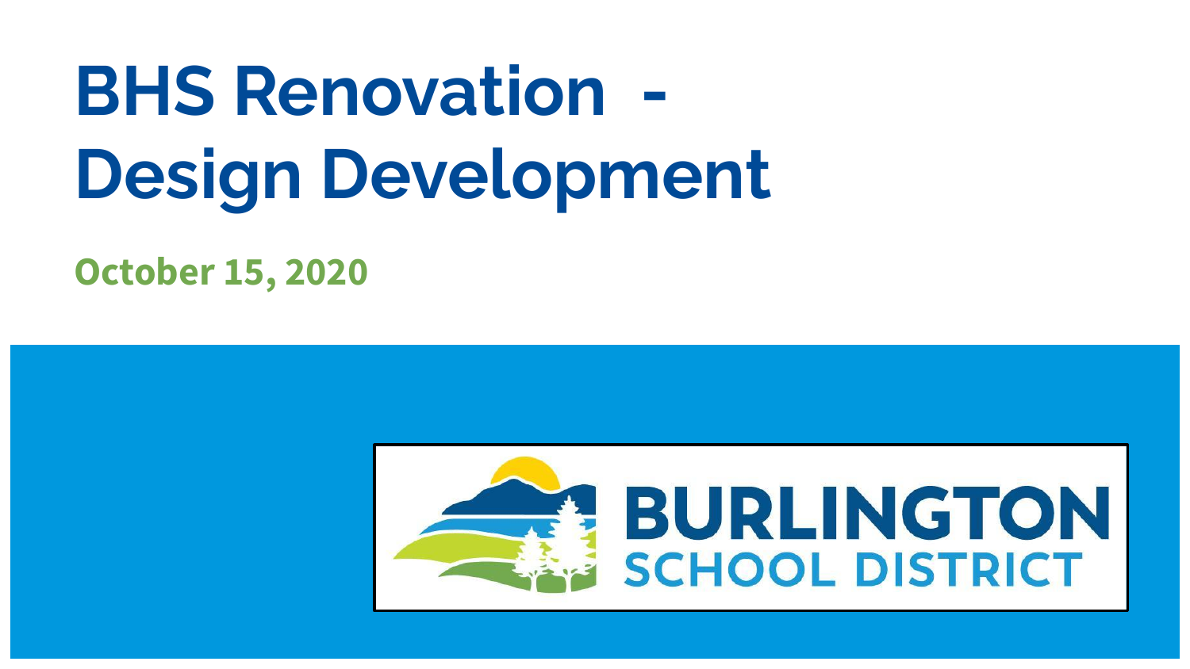# BHS Renovation - Design Development

**October 15, 2020**

BURLINGTON
SCHOOL DISTRICT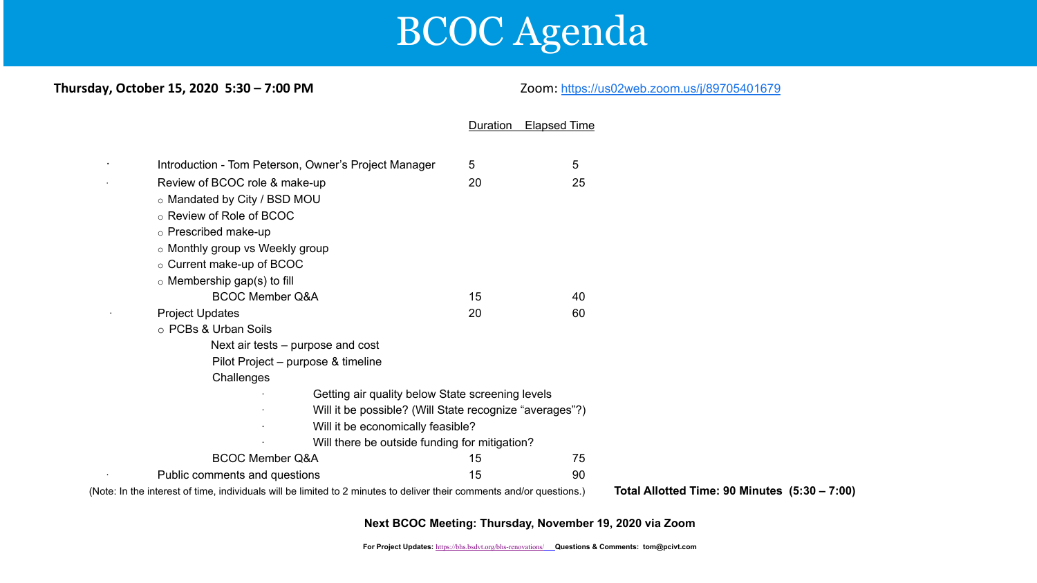# BCOC Agenda

**Thursday, October 15, 2020 5:30 – 7:00 PM**

Zoom: https://us02web.zoom.us/j/89705401679

| Item | Duration | Elapsed Time |
|---|---|---|
| Introduction - Tom Peterson, Owner's Project Manager | 5 | 5 |
| Review of BCOC role & make-up | 20 | 25 |
| ○ Mandated by City / BSD MOU | | |
| ○ Review of Role of BCOC | | |
| ○ Prescribed make-up | | |
| ○ Monthly group vs Weekly group | | |
| ○ Current make-up of BCOC | | |
| ○ Membership gap(s) to fill | | |
| BCOC Member Q&A | 15 | 40 |
| Project Updates | 20 | 60 |
| ○ PCBs & Urban Soils | | |
| Next air tests – purpose and cost | | |
| Pilot Project – purpose & timeline | | |
| Challenges | | |
| · Getting air quality below State screening levels | | |
| · Will it be possible? (Will State recognize "averages"?) | | |
| · Will it be economically feasible? | | |
| · Will there be outside funding for mitigation? | | |
| BCOC Member Q&A | 15 | 75 |
| Public comments and questions | 15 | 90 |

(Note: In the interest of time, individuals will be limited to 2 minutes to deliver their comments and/or questions.)

**Total Allotted Time: 90 Minutes (5:30 – 7:00)**

**Next BCOC Meeting: Thursday, November 19, 2020 via Zoom**

**For Project Updates:** https://bhs.bsdvt.org/bhs-renovations/ **Questions & Comments: tom@pcivt.com**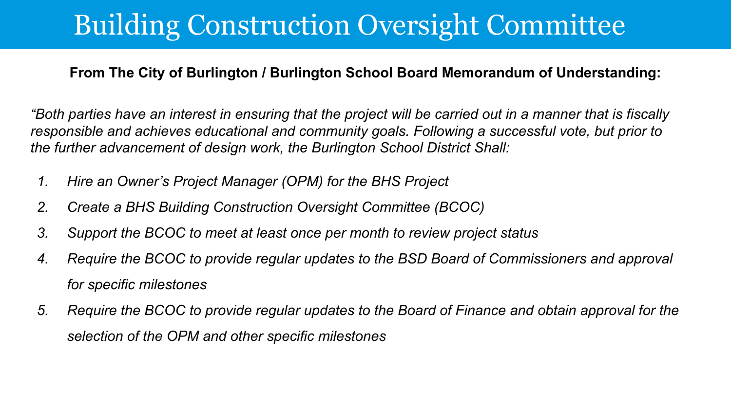# Building Construction Oversight Committee

**From The City of Burlington / Burlington School Board Memorandum of Understanding:**

*"Both parties have an interest in ensuring that the project will be carried out in a manner that is fiscally responsible and achieves educational and community goals. Following a successful vote, but prior to the further advancement of design work, the Burlington School District Shall:*

1. *Hire an Owner's Project Manager (OPM) for the BHS Project*
2. *Create a BHS Building Construction Oversight Committee (BCOC)*
3. *Support the BCOC to meet at least once per month to review project status*
4. *Require the BCOC to provide regular updates to the BSD Board of Commissioners and approval for specific milestones*
5. *Require the BCOC to provide regular updates to the Board of Finance and obtain approval for the selection of the OPM and other specific milestones*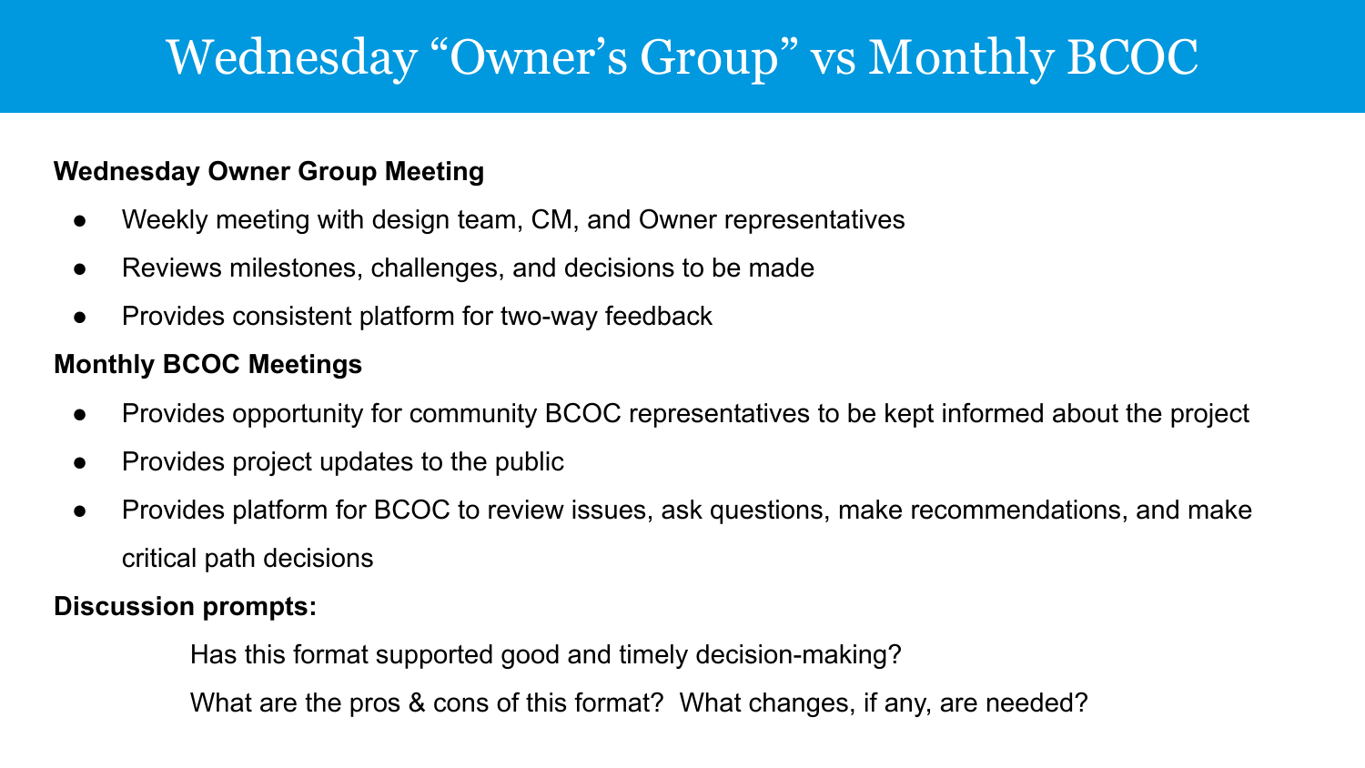# Wednesday “Owner’s Group” vs Monthly BCOC

**Wednesday Owner Group Meeting**

- Weekly meeting with design team, CM, and Owner representatives
- Reviews milestones, challenges, and decisions to be made
- Provides consistent platform for two-way feedback

**Monthly BCOC Meetings**

- Provides opportunity for community BCOC representatives to be kept informed about the project
- Provides project updates to the public
- Provides platform for BCOC to review issues, ask questions, make recommendations, and make critical path decisions

**Discussion prompts:**

Has this format supported good and timely decision-making?

What are the pros & cons of this format? What changes, if any, are needed?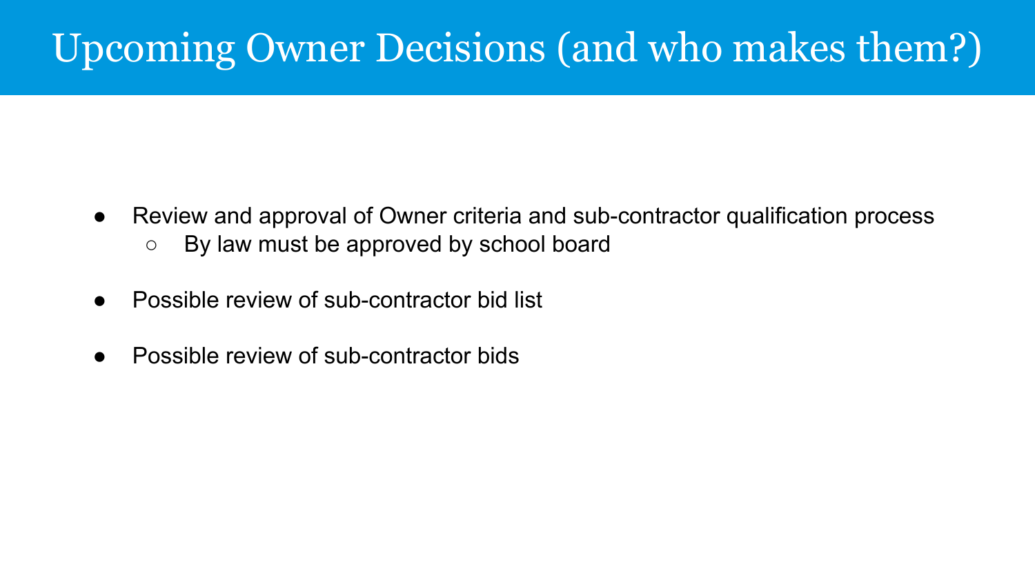# Upcoming Owner Decisions (and who makes them?)

- Review and approval of Owner criteria and sub-contractor qualification process
  - By law must be approved by school board
- Possible review of sub-contractor bid list
- Possible review of sub-contractor bids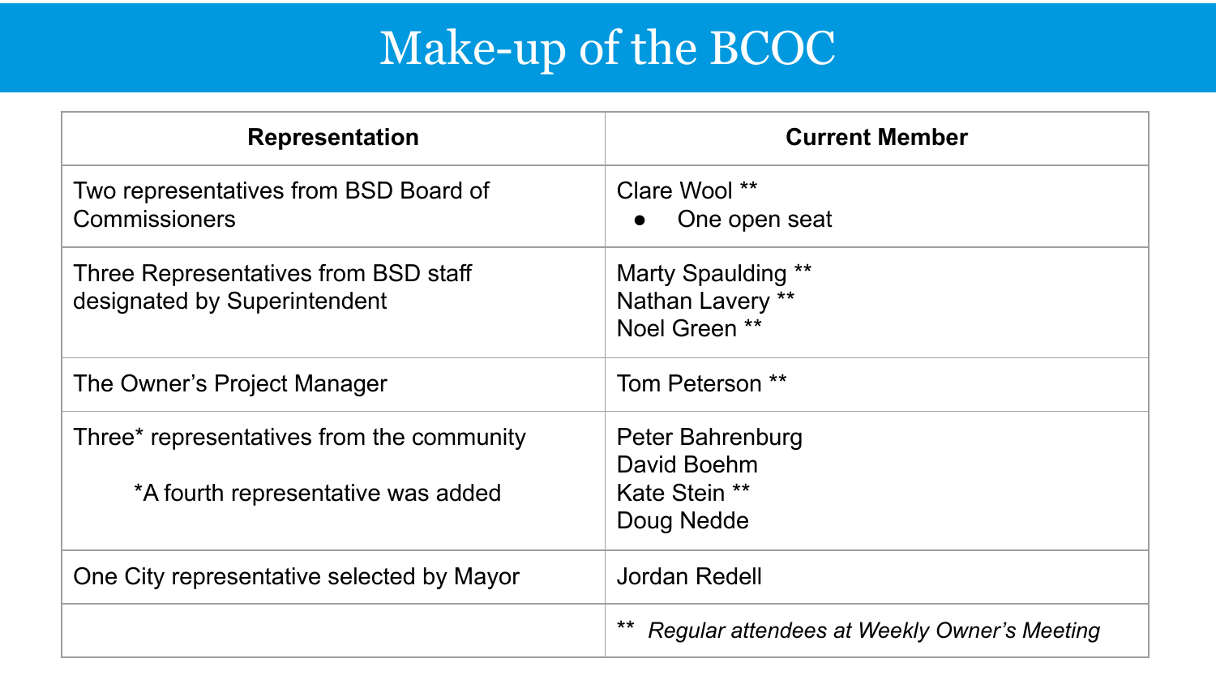# Make-up of the BCOC

| Representation | Current Member |
| --- | --- |
| Two representatives from BSD Board of Commissioners | Clare Wool **<br>• One open seat |
| Three Representatives from BSD staff designated by Superintendent | Marty Spaulding **<br>Nathan Lavery **<br>Noel Green ** |
| The Owner's Project Manager | Tom Peterson ** |
| Three* representatives from the community<br><br>*A fourth representative was added | Peter Bahrenburg<br>David Boehm<br>Kate Stein **<br>Doug Nedde |
| One City representative selected by Mayor | Jordan Redell |
| | ** *Regular attendees at Weekly Owner's Meeting* |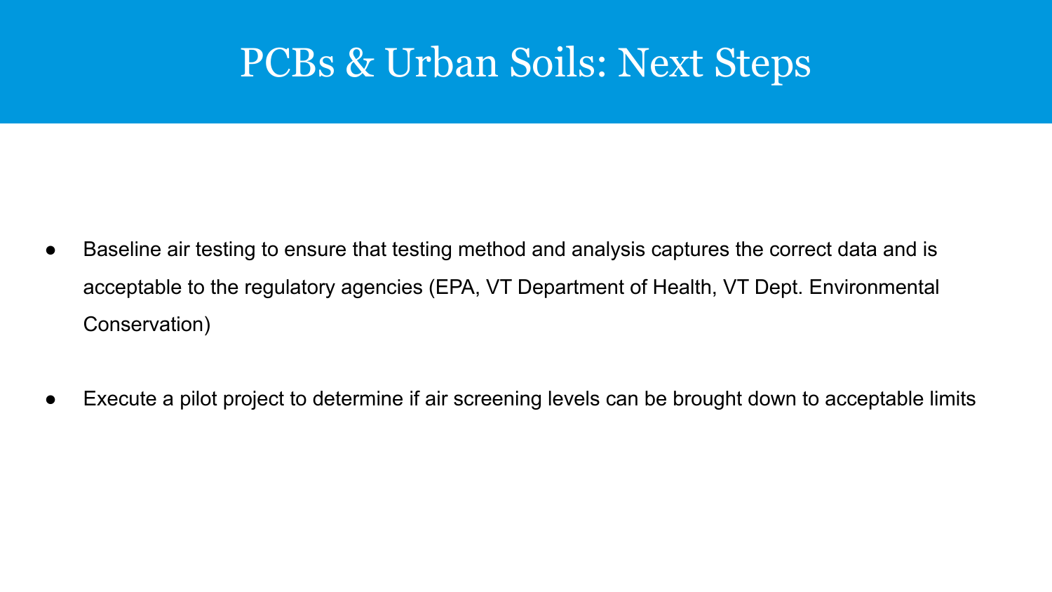# PCBs & Urban Soils: Next Steps

- Baseline air testing to ensure that testing method and analysis captures the correct data and is acceptable to the regulatory agencies (EPA, VT Department of Health, VT Dept. Environmental Conservation)

- Execute a pilot project to determine if air screening levels can be brought down to acceptable limits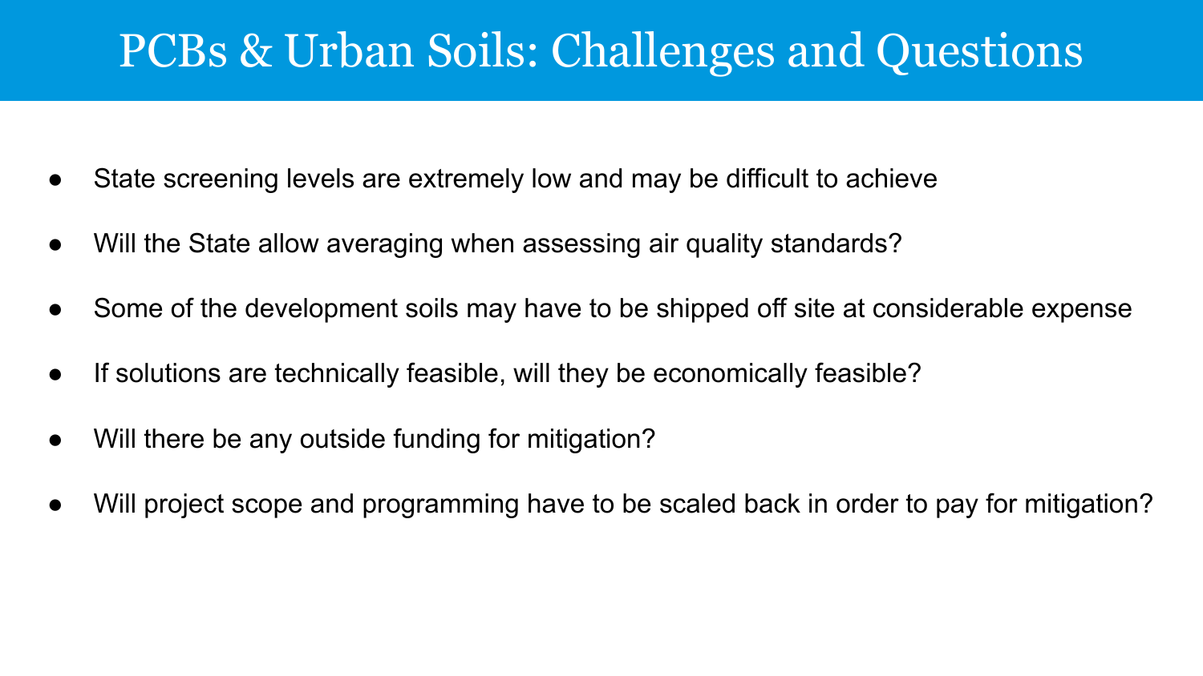# PCBs & Urban Soils: Challenges and Questions

- State screening levels are extremely low and may be difficult to achieve
- Will the State allow averaging when assessing air quality standards?
- Some of the development soils may have to be shipped off site at considerable expense
- If solutions are technically feasible, will they be economically feasible?
- Will there be any outside funding for mitigation?
- Will project scope and programming have to be scaled back in order to pay for mitigation?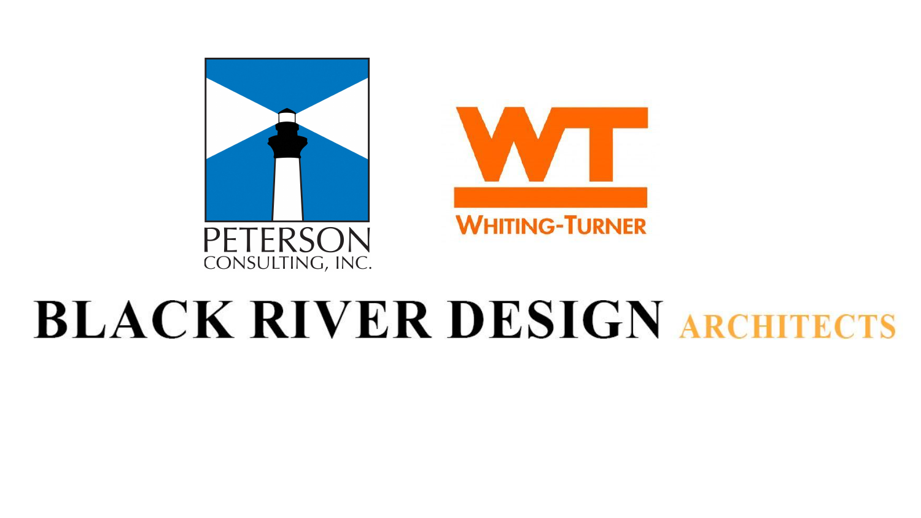PETERSON
CONSULTING, INC.

WT
WHITING-TURNER

BLACK RIVER DESIGN ARCHITECTS